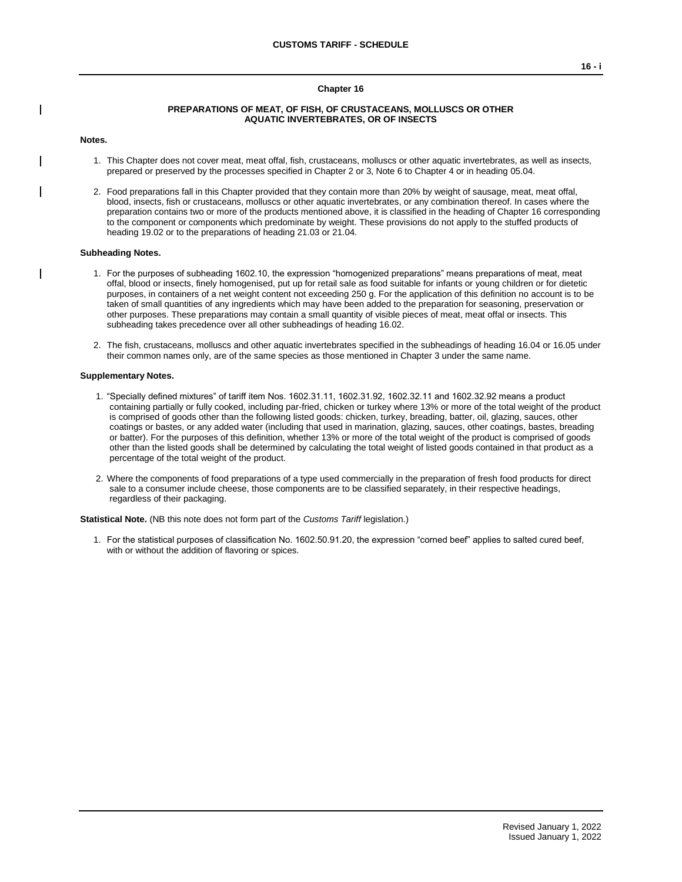# Chapter 16

## PREPARATIONS OF MEAT, OF FISH, OF CRUSTACEANS, MOLLUSCS OR OTHER AQUATIC INVERTEBRATES, OR OF INSECTS

### Notes.

1. This Chapter does not cover meat, meat offal, fish, crustaceans, molluscs or other aquatic invertebrates, as well as insects, prepared or preserved by the processes specified in Chapter 2 or 3, Note 6 to Chapter 4 or in heading 05.04.

2. Food preparations fall in this Chapter provided that they contain more than 20% by weight of sausage, meat, meat offal, blood, insects, fish or crustaceans, molluscs or other aquatic invertebrates, or any combination thereof. In cases where the preparation contains two or more of the products mentioned above, it is classified in the heading of Chapter 16 corresponding to the component or components which predominate by weight. These provisions do not apply to the stuffed products of heading 19.02 or to the preparations of heading 21.03 or 21.04.

### Subheading Notes.

1. For the purposes of subheading 1602.10, the expression "homogenized preparations" means preparations of meat, meat offal, blood or insects, finely homogenised, put up for retail sale as food suitable for infants or young children or for dietetic purposes, in containers of a net weight content not exceeding 250 g. For the application of this definition no account is to be taken of small quantities of any ingredients which may have been added to the preparation for seasoning, preservation or other purposes. These preparations may contain a small quantity of visible pieces of meat, meat offal or insects. This subheading takes precedence over all other subheadings of heading 16.02.

2. The fish, crustaceans, molluscs and other aquatic invertebrates specified in the subheadings of heading 16.04 or 16.05 under their common names only, are of the same species as those mentioned in Chapter 3 under the same name.

### Supplementary Notes.

1. "Specially defined mixtures" of tariff item Nos. 1602.31.11, 1602.31.92, 1602.32.11 and 1602.32.92 means a product containing partially or fully cooked, including par-fried, chicken or turkey where 13% or more of the total weight of the product is comprised of goods other than the following listed goods: chicken, turkey, breading, batter, oil, glazing, sauces, other coatings or bastes, or any added water (including that used in marination, glazing, sauces, other coatings, bastes, breading or batter). For the purposes of this definition, whether 13% or more of the total weight of the product is comprised of goods other than the listed goods shall be determined by calculating the total weight of listed goods contained in that product as a percentage of the total weight of the product.

2. Where the components of food preparations of a type used commercially in the preparation of fresh food products for direct sale to a consumer include cheese, those components are to be classified separately, in their respective headings, regardless of their packaging.

**Statistical Note.** (NB this note does not form part of the *Customs Tariff* legislation.)

1. For the statistical purposes of classification No. 1602.50.91.20, the expression "corned beef" applies to salted cured beef, with or without the addition of flavoring or spices.

Revised January 1, 2022
Issued January 1, 2022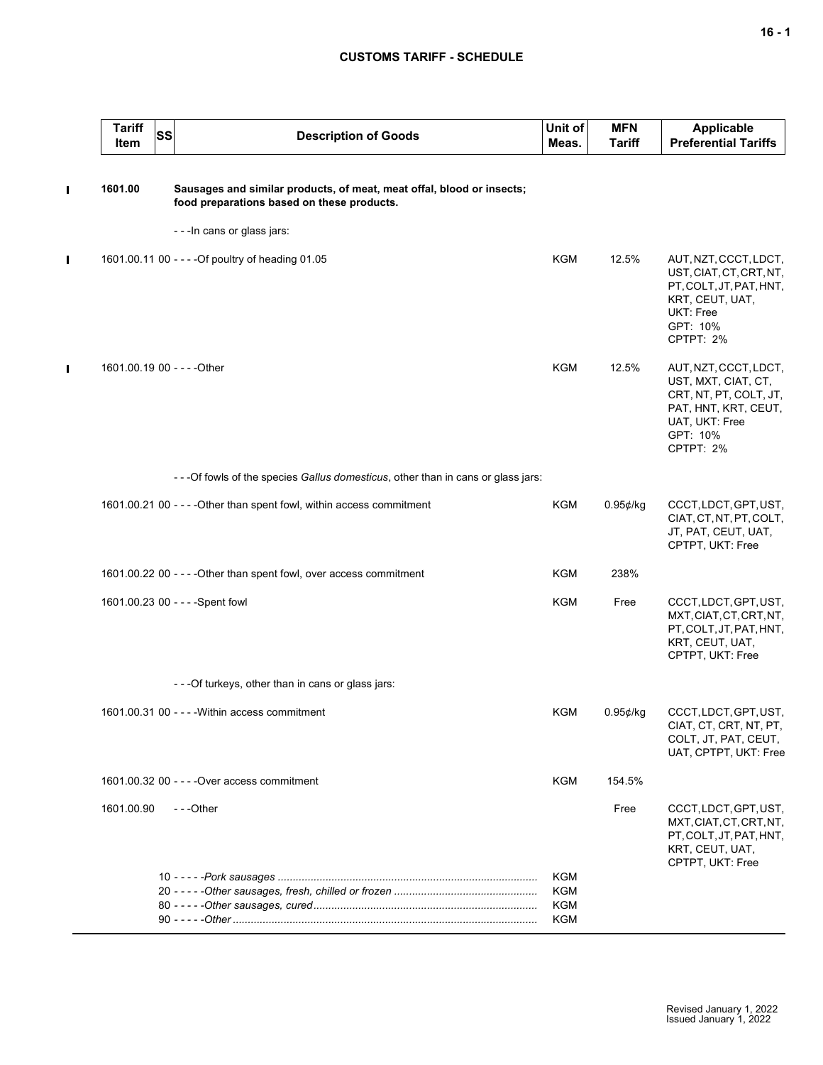**CUSTOMS TARIFF - SCHEDULE**

| Tariff Item | SS | Description of Goods | Unit of Meas. | MFN Tariff | Applicable Preferential Tariffs |
|---|---|---|---|---|---|
| 1601.00 | | **Sausages and similar products, of meat, meat offal, blood or insects; food preparations based on these products.** | | | |
| | | - - -In cans or glass jars: | | | |
| 1601.00.11 | 00 | - - - -Of poultry of heading 01.05 | KGM | 12.5% | AUT, NZT, CCCT, LDCT, UST, CIAT, CT, CRT, NT, PT, COLT, JT, PAT, HNT, KRT, CEUT, UAT, UKT: Free<br>GPT: 10%<br>CPTPT: 2% |
| 1601.00.19 | 00 | - - - -Other | KGM | 12.5% | AUT, NZT, CCCT, LDCT, UST, MXT, CIAT, CT, CRT, NT, PT, COLT, JT, PAT, HNT, KRT, CEUT, UAT, UKT: Free<br>GPT: 10%<br>CPTPT: 2% |
| | | - - -Of fowls of the species *Gallus domesticus*, other than in cans or glass jars: | | | |
| 1601.00.21 | 00 | - - - -Other than spent fowl, within access commitment | KGM | 0.95¢/kg | CCCT, LDCT, GPT, UST, CIAT, CT, NT, PT, COLT, JT, PAT, CEUT, UAT, CPTPT, UKT: Free |
| 1601.00.22 | 00 | - - - -Other than spent fowl, over access commitment | KGM | 238% | |
| 1601.00.23 | 00 | - - - -Spent fowl | KGM | Free | CCCT, LDCT, GPT, UST, MXT, CIAT, CT, CRT, NT, PT, COLT, JT, PAT, HNT, KRT, CEUT, UAT, CPTPT, UKT: Free |
| | | - - -Of turkeys, other than in cans or glass jars: | | | |
| 1601.00.31 | 00 | - - - -Within access commitment | KGM | 0.95¢/kg | CCCT, LDCT, GPT, UST, CIAT, CT, CRT, NT, PT, COLT, JT, PAT, CEUT, UAT, CPTPT, UKT: Free |
| 1601.00.32 | 00 | - - - -Over access commitment | KGM | 154.5% | |
| 1601.00.90 | | - - -Other | | Free | CCCT, LDCT, GPT, UST, MXT, CIAT, CT, CRT, NT, PT, COLT, JT, PAT, HNT, KRT, CEUT, UAT, CPTPT, UKT: Free |
| | 10 | - - - - -*Pork sausages* | KGM | | |
| | 20 | - - - - -*Other sausages, fresh, chilled or frozen* | KGM | | |
| | 80 | - - - - -*Other sausages, cured* | KGM | | |
| | 90 | - - - - -*Other* | KGM | | |

Revised January 1, 2022
Issued January 1, 2022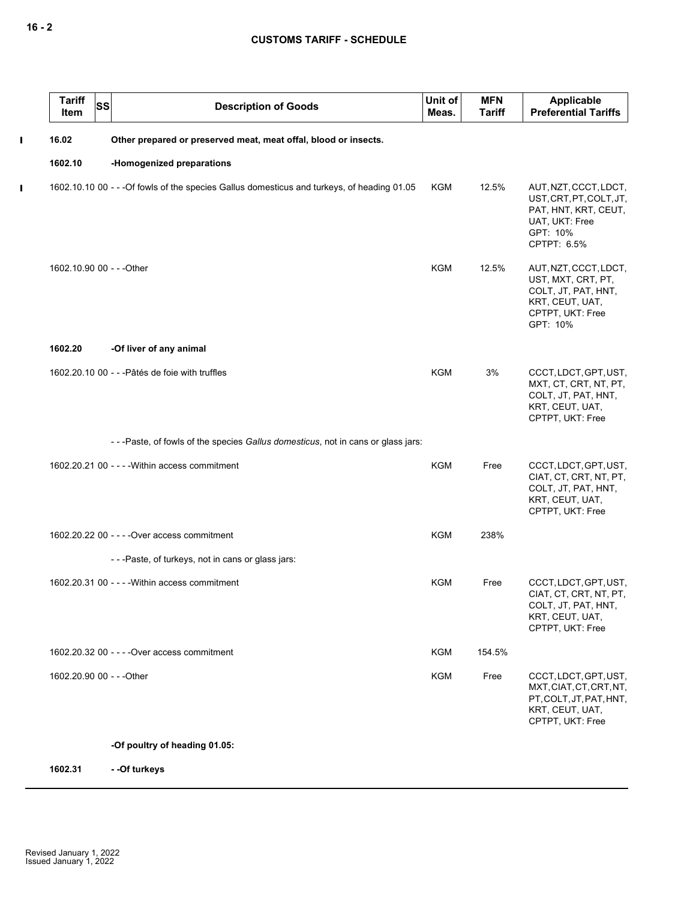| Tariff Item | SS | Description of Goods | Unit of Meas. | MFN Tariff | Applicable Preferential Tariffs |
|---|---|---|---|---|---|
| **16.02** | | **Other prepared or preserved meat, meat offal, blood or insects.** | | | |
| **1602.10** | | **-Homogenized preparations** | | | |
| 1602.10.10 | 00 | - - -Of fowls of the species Gallus domesticus and turkeys, of heading 01.05 | KGM | 12.5% | AUT, NZT, CCCT, LDCT, UST, CRT, PT, COLT, JT, PAT, HNT, KRT, CEUT, UAT, UKT: Free<br>GPT: 10%<br>CPTPT: 6.5% |
| 1602.10.90 | 00 | - - -Other | KGM | 12.5% | AUT, NZT, CCCT, LDCT, UST, MXT, CRT, PT, COLT, JT, PAT, HNT, KRT, CEUT, UAT, CPTPT, UKT: Free<br>GPT: 10% |
| **1602.20** | | **-Of liver of any animal** | | | |
| 1602.20.10 | 00 | - - -Pâtés de foie with truffles | KGM | 3% | CCCT, LDCT, GPT, UST, MXT, CT, CRT, NT, PT, COLT, JT, PAT, HNT, KRT, CEUT, UAT, CPTPT, UKT: Free |
| | | - - -Paste, of fowls of the species *Gallus domesticus*, not in cans or glass jars: | | | |
| 1602.20.21 | 00 | - - - -Within access commitment | KGM | Free | CCCT, LDCT, GPT, UST, CIAT, CT, CRT, NT, PT, COLT, JT, PAT, HNT, KRT, CEUT, UAT, CPTPT, UKT: Free |
| 1602.20.22 | 00 | - - - -Over access commitment | KGM | 238% | |
| | | - - -Paste, of turkeys, not in cans or glass jars: | | | |
| 1602.20.31 | 00 | - - - -Within access commitment | KGM | Free | CCCT, LDCT, GPT, UST, CIAT, CT, CRT, NT, PT, COLT, JT, PAT, HNT, KRT, CEUT, UAT, CPTPT, UKT: Free |
| 1602.20.32 | 00 | - - - -Over access commitment | KGM | 154.5% | |
| 1602.20.90 | 00 | - - -Other | KGM | Free | CCCT, LDCT, GPT, UST, MXT, CIAT, CT, CRT, NT, PT, COLT, JT, PAT, HNT, KRT, CEUT, UAT, CPTPT, UKT: Free |
| | | **-Of poultry of heading 01.05:** | | | |
| **1602.31** | | **- -Of turkeys** | | | |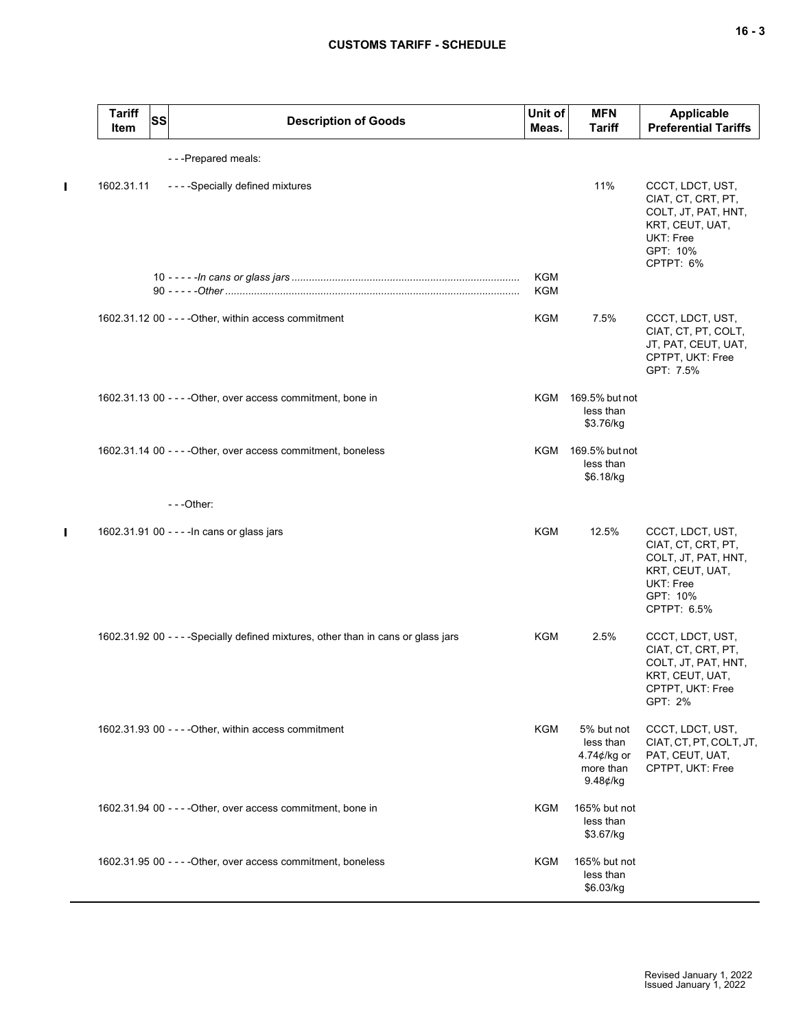| Tariff Item | SS | Description of Goods | Unit of Meas. | MFN Tariff | Applicable Preferential Tariffs |
|---|---|---|---|---|---|
| | | ---Prepared meals: | | | |
| 1602.31.11 | | ----Specially defined mixtures | | 11% | CCCT, LDCT, UST, CIAT, CT, CRT, PT, COLT, JT, PAT, HNT, KRT, CEUT, UAT, UKT: Free<br>GPT: 10%<br>CPTPT: 6% |
| | 10 | -----*In cans or glass jars* | KGM | | |
| | 90 | -----*Other* | KGM | | |
| 1602.31.12 | 00 | ----Other, within access commitment | KGM | 7.5% | CCCT, LDCT, UST, CIAT, CT, PT, COLT, JT, PAT, CEUT, UAT, CPTPT, UKT: Free<br>GPT: 7.5% |
| 1602.31.13 | 00 | ----Other, over access commitment, bone in | KGM | 169.5% but not less than $3.76/kg | |
| 1602.31.14 | 00 | ----Other, over access commitment, boneless | KGM | 169.5% but not less than $6.18/kg | |
| | | ---Other: | | | |
| 1602.31.91 | 00 | ----In cans or glass jars | KGM | 12.5% | CCCT, LDCT, UST, CIAT, CT, CRT, PT, COLT, JT, PAT, HNT, KRT, CEUT, UAT, UKT: Free<br>GPT: 10%<br>CPTPT: 6.5% |
| 1602.31.92 | 00 | ----Specially defined mixtures, other than in cans or glass jars | KGM | 2.5% | CCCT, LDCT, UST, CIAT, CT, CRT, PT, COLT, JT, PAT, HNT, KRT, CEUT, UAT, CPTPT, UKT: Free<br>GPT: 2% |
| 1602.31.93 | 00 | ----Other, within access commitment | KGM | 5% but not less than 4.74¢/kg or more than 9.48¢/kg | CCCT, LDCT, UST, CIAT, CT, PT, COLT, JT, PAT, CEUT, UAT, CPTPT, UKT: Free |
| 1602.31.94 | 00 | ----Other, over access commitment, bone in | KGM | 165% but not less than $3.67/kg | |
| 1602.31.95 | 00 | ----Other, over access commitment, boneless | KGM | 165% but not less than $6.03/kg | |

Revised January 1, 2022
Issued January 1, 2022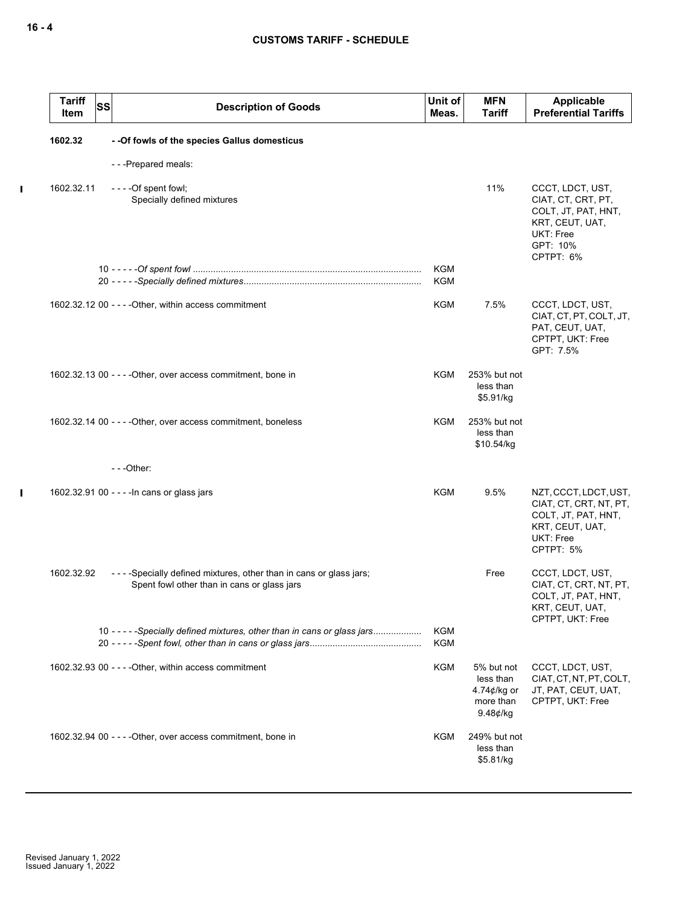| Tariff Item | SS | Description of Goods | Unit of Meas. | MFN Tariff | Applicable Preferential Tariffs |
|---|---|---|---|---|---|
| **1602.32** | | **- -Of fowls of the species Gallus domesticus** | | | |
| | | - - -Prepared meals: | | | |
| 1602.32.11 | | - - - -Of spent fowl;<br>Specially defined mixtures | | 11% | CCCT, LDCT, UST, CIAT, CT, CRT, PT, COLT, JT, PAT, HNT, KRT, CEUT, UAT, UKT: Free<br>GPT: 10%<br>CPTPT: 6% |
| | 10 | - - - - -*Of spent fowl* | KGM | | |
| | 20 | - - - - -*Specially defined mixtures* | KGM | | |
| 1602.32.12 | 00 | - - - -Other, within access commitment | KGM | 7.5% | CCCT, LDCT, UST, CIAT, CT, PT, COLT, JT, PAT, CEUT, UAT, CPTPT, UKT: Free<br>GPT: 7.5% |
| 1602.32.13 | 00 | - - - -Other, over access commitment, bone in | KGM | 253% but not less than $5.91/kg | |
| 1602.32.14 | 00 | - - - -Other, over access commitment, boneless | KGM | 253% but not less than $10.54/kg | |
| | | - - -Other: | | | |
| 1602.32.91 | 00 | - - - -In cans or glass jars | KGM | 9.5% | NZT, CCCT, LDCT, UST, CIAT, CT, CRT, NT, PT, COLT, JT, PAT, HNT, KRT, CEUT, UAT, UKT: Free<br>CPTPT: 5% |
| 1602.32.92 | | - - - -Specially defined mixtures, other than in cans or glass jars;<br>Spent fowl other than in cans or glass jars | | Free | CCCT, LDCT, UST, CIAT, CT, CRT, NT, PT, COLT, JT, PAT, HNT, KRT, CEUT, UAT, CPTPT, UKT: Free |
| | 10 | - - - - -*Specially defined mixtures, other than in cans or glass jars* | KGM | | |
| | 20 | - - - - -*Spent fowl, other than in cans or glass jars* | KGM | | |
| 1602.32.93 | 00 | - - - -Other, within access commitment | KGM | 5% but not less than 4.74¢/kg or more than 9.48¢/kg | CCCT, LDCT, UST, CIAT, CT, NT, PT, COLT, JT, PAT, CEUT, UAT, CPTPT, UKT: Free |
| 1602.32.94 | 00 | - - - -Other, over access commitment, bone in | KGM | 249% but not less than $5.81/kg | |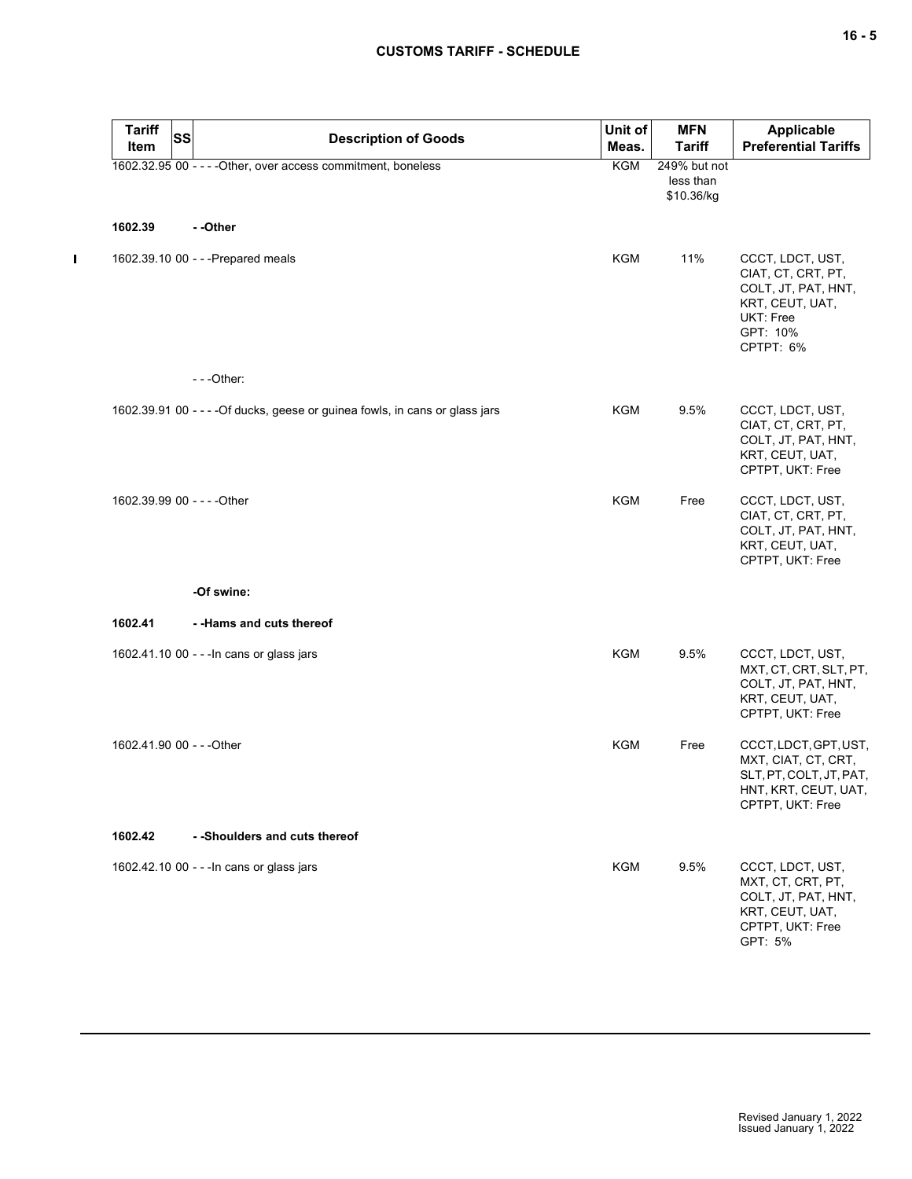| Tariff Item | SS | Description of Goods | Unit of Meas. | MFN Tariff | Applicable Preferential Tariffs |
|---|---|---|---|---|---|
| 1602.32.95 | 00 | - - - -Other, over access commitment, boneless | KGM | 249% but not less than $10.36/kg | |
| 1602.39 | | - -Other | | | |
| 1602.39.10 | 00 | - - -Prepared meals | KGM | 11% | CCCT, LDCT, UST, CIAT, CT, CRT, PT, COLT, JT, PAT, HNT, KRT, CEUT, UAT, UKT: Free<br>GPT: 10%<br>CPTPT: 6% |
| | | - - -Other: | | | |
| 1602.39.91 | 00 | - - - -Of ducks, geese or guinea fowls, in cans or glass jars | KGM | 9.5% | CCCT, LDCT, UST, CIAT, CT, CRT, PT, COLT, JT, PAT, HNT, KRT, CEUT, UAT, CPTPT, UKT: Free |
| 1602.39.99 | 00 | - - - -Other | KGM | Free | CCCT, LDCT, UST, CIAT, CT, CRT, PT, COLT, JT, PAT, HNT, KRT, CEUT, UAT, CPTPT, UKT: Free |
| | | -Of swine: | | | |
| 1602.41 | | - -Hams and cuts thereof | | | |
| 1602.41.10 | 00 | - - -In cans or glass jars | KGM | 9.5% | CCCT, LDCT, UST, MXT, CT, CRT, SLT, PT, COLT, JT, PAT, HNT, KRT, CEUT, UAT, CPTPT, UKT: Free |
| 1602.41.90 | 00 | - - -Other | KGM | Free | CCCT, LDCT, GPT, UST, MXT, CIAT, CT, CRT, SLT, PT, COLT, JT, PAT, HNT, KRT, CEUT, UAT, CPTPT, UKT: Free |
| 1602.42 | | - -Shoulders and cuts thereof | | | |
| 1602.42.10 | 00 | - - -In cans or glass jars | KGM | 9.5% | CCCT, LDCT, UST, MXT, CT, CRT, PT, COLT, JT, PAT, HNT, KRT, CEUT, UAT, CPTPT, UKT: Free<br>GPT: 5% |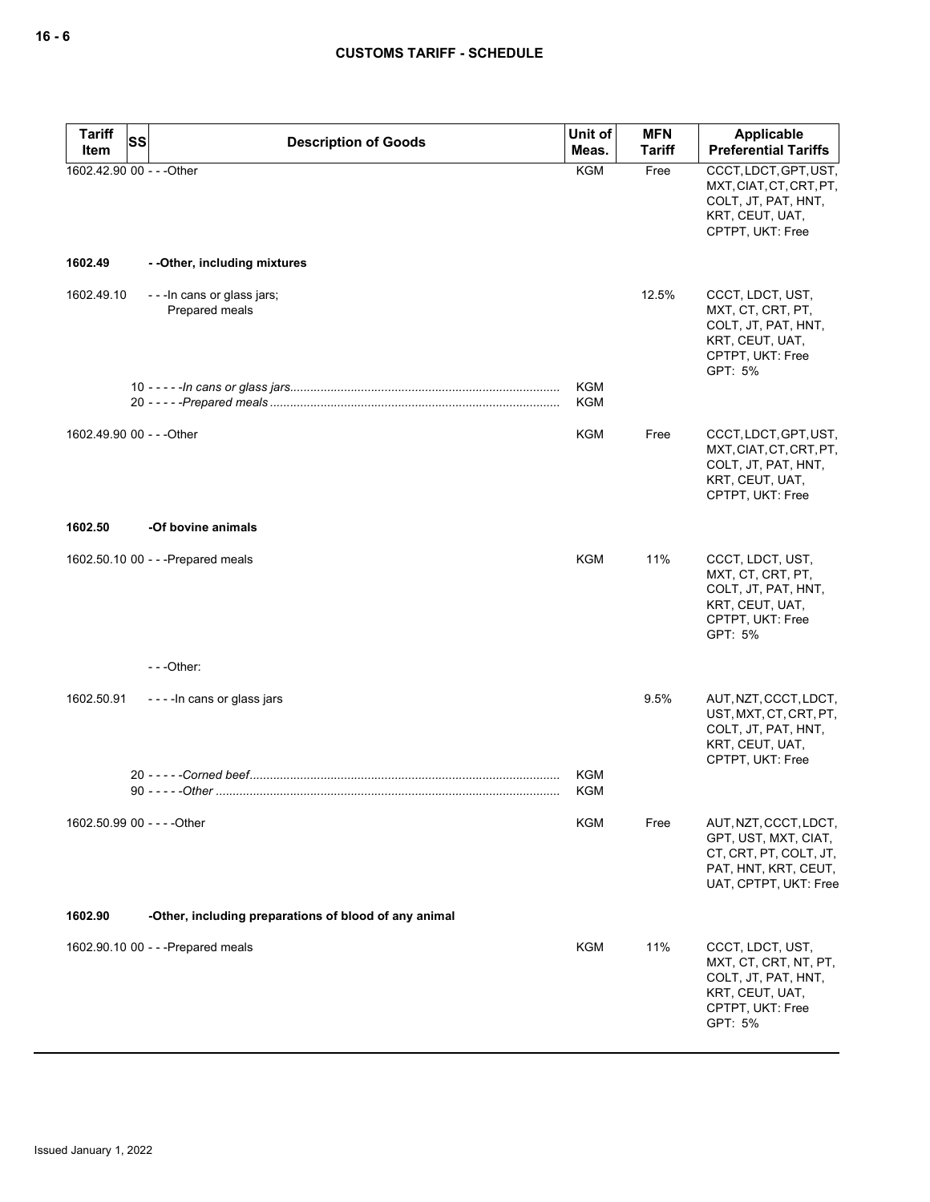| Tariff Item | SS | Description of Goods | Unit of Meas. | MFN Tariff | Applicable Preferential Tariffs |
|---|---|---|---|---|---|
| 1602.42.90 | 00 | - - -Other | KGM | Free | CCCT, LDCT, GPT, UST, MXT, CIAT, CT, CRT, PT, COLT, JT, PAT, HNT, KRT, CEUT, UAT, CPTPT, UKT: Free |
| 1602.49 | | - -Other, including mixtures | | | |
| 1602.49.10 | | - - -In cans or glass jars;<br>Prepared meals | | 12.5% | CCCT, LDCT, UST, MXT, CT, CRT, PT, COLT, JT, PAT, HNT, KRT, CEUT, UAT, CPTPT, UKT: Free<br>GPT: 5% |
| | 10 | - - - - -*In cans or glass jars* | KGM | | |
| | 20 | - - - - -*Prepared meals* | KGM | | |
| 1602.49.90 | 00 | - - -Other | KGM | Free | CCCT, LDCT, GPT, UST, MXT, CIAT, CT, CRT, PT, COLT, JT, PAT, HNT, KRT, CEUT, UAT, CPTPT, UKT: Free |
| 1602.50 | | -Of bovine animals | | | |
| 1602.50.10 | 00 | - - -Prepared meals | KGM | 11% | CCCT, LDCT, UST, MXT, CT, CRT, PT, COLT, JT, PAT, HNT, KRT, CEUT, UAT, CPTPT, UKT: Free<br>GPT: 5% |
| | | - - -Other: | | | |
| 1602.50.91 | | - - - -In cans or glass jars | | 9.5% | AUT, NZT, CCCT, LDCT, UST, MXT, CT, CRT, PT, COLT, JT, PAT, HNT, KRT, CEUT, UAT, CPTPT, UKT: Free |
| | 20 | - - - - -*Corned beef* | KGM | | |
| | 90 | - - - - -*Other* | KGM | | |
| 1602.50.99 | 00 | - - - -Other | KGM | Free | AUT, NZT, CCCT, LDCT, GPT, UST, MXT, CIAT, CT, CRT, PT, COLT, JT, PAT, HNT, KRT, CEUT, UAT, CPTPT, UKT: Free |
| 1602.90 | | -Other, including preparations of blood of any animal | | | |
| 1602.90.10 | 00 | - - -Prepared meals | KGM | 11% | CCCT, LDCT, UST, MXT, CT, CRT, NT, PT, COLT, JT, PAT, HNT, KRT, CEUT, UAT, CPTPT, UKT: Free<br>GPT: 5% |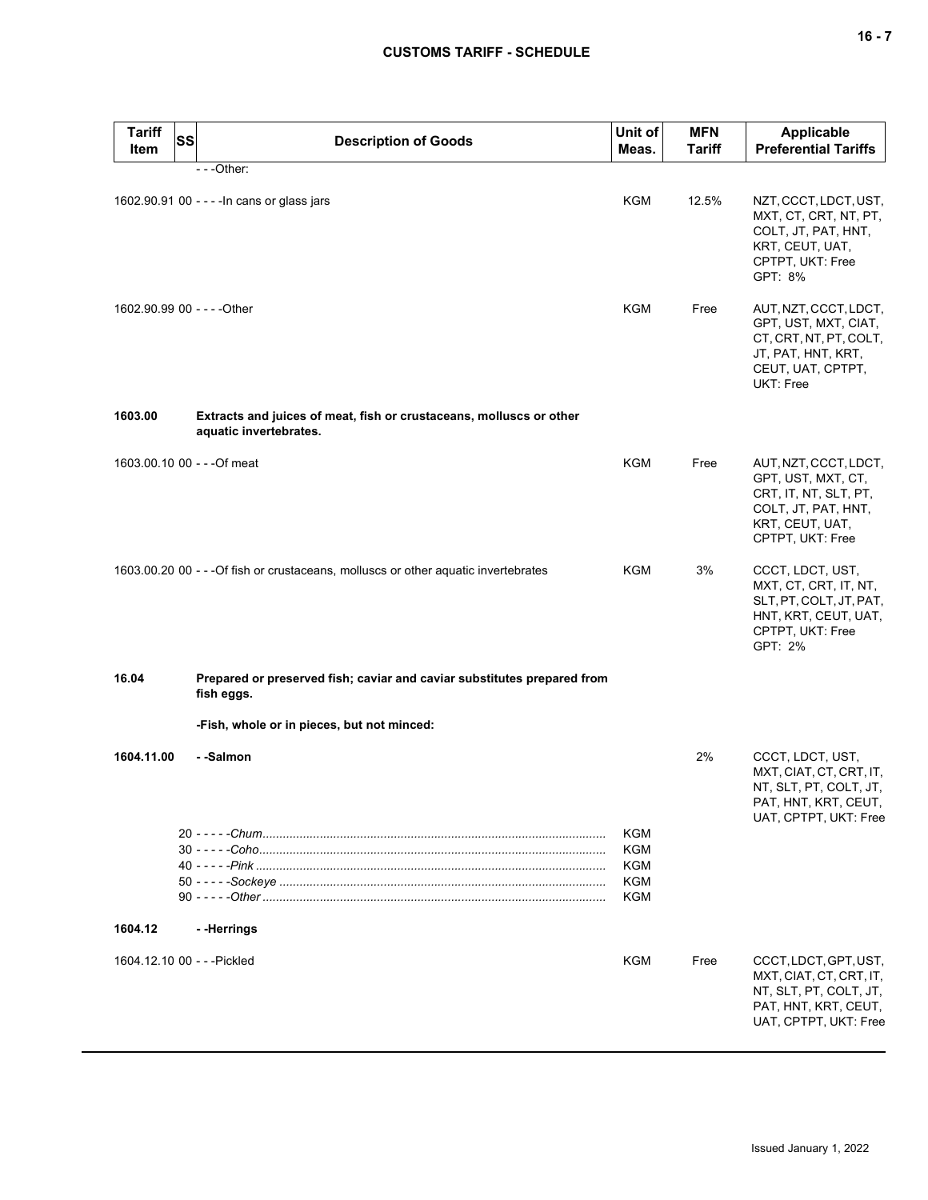| Tariff Item | SS | Description of Goods | Unit of Meas. | MFN Tariff | Applicable Preferential Tariffs |
|---|---|---|---|---|---|
| | | - - -Other: | | | |
| 1602.90.91 | 00 | - - - -In cans or glass jars | KGM | 12.5% | NZT, CCCT, LDCT, UST, MXT, CT, CRT, NT, PT, COLT, JT, PAT, HNT, KRT, CEUT, UAT, CPTPT, UKT: Free<br>GPT: 8% |
| 1602.90.99 | 00 | - - - -Other | KGM | Free | AUT, NZT, CCCT, LDCT, GPT, UST, MXT, CIAT, CT, CRT, NT, PT, COLT, JT, PAT, HNT, KRT, CEUT, UAT, CPTPT, UKT: Free |
| **1603.00** | | **Extracts and juices of meat, fish or crustaceans, molluscs or other aquatic invertebrates.** | | | |
| 1603.00.10 | 00 | - - -Of meat | KGM | Free | AUT, NZT, CCCT, LDCT, GPT, UST, MXT, CT, CRT, IT, NT, SLT, PT, COLT, JT, PAT, HNT, KRT, CEUT, UAT, CPTPT, UKT: Free |
| 1603.00.20 | 00 | - - -Of fish or crustaceans, molluscs or other aquatic invertebrates | KGM | 3% | CCCT, LDCT, UST, MXT, CT, CRT, IT, NT, SLT, PT, COLT, JT, PAT, HNT, KRT, CEUT, UAT, CPTPT, UKT: Free<br>GPT: 2% |
| **16.04** | | **Prepared or preserved fish; caviar and caviar substitutes prepared from fish eggs.** | | | |
| | | **-Fish, whole or in pieces, but not minced:** | | | |
| **1604.11.00** | | **- -Salmon** | | 2% | CCCT, LDCT, UST, MXT, CIAT, CT, CRT, IT, NT, SLT, PT, COLT, JT, PAT, HNT, KRT, CEUT, UAT, CPTPT, UKT: Free |
| | 20 | - - - - -*Chum* | KGM | | |
| | 30 | - - - - -*Coho* | KGM | | |
| | 40 | - - - - -*Pink* | KGM | | |
| | 50 | - - - - -*Sockeye* | KGM | | |
| | 90 | - - - - -*Other* | KGM | | |
| **1604.12** | | **- -Herrings** | | | |
| 1604.12.10 | 00 | - - -Pickled | KGM | Free | CCCT, LDCT, GPT, UST, MXT, CIAT, CT, CRT, IT, NT, SLT, PT, COLT, JT, PAT, HNT, KRT, CEUT, UAT, CPTPT, UKT: Free |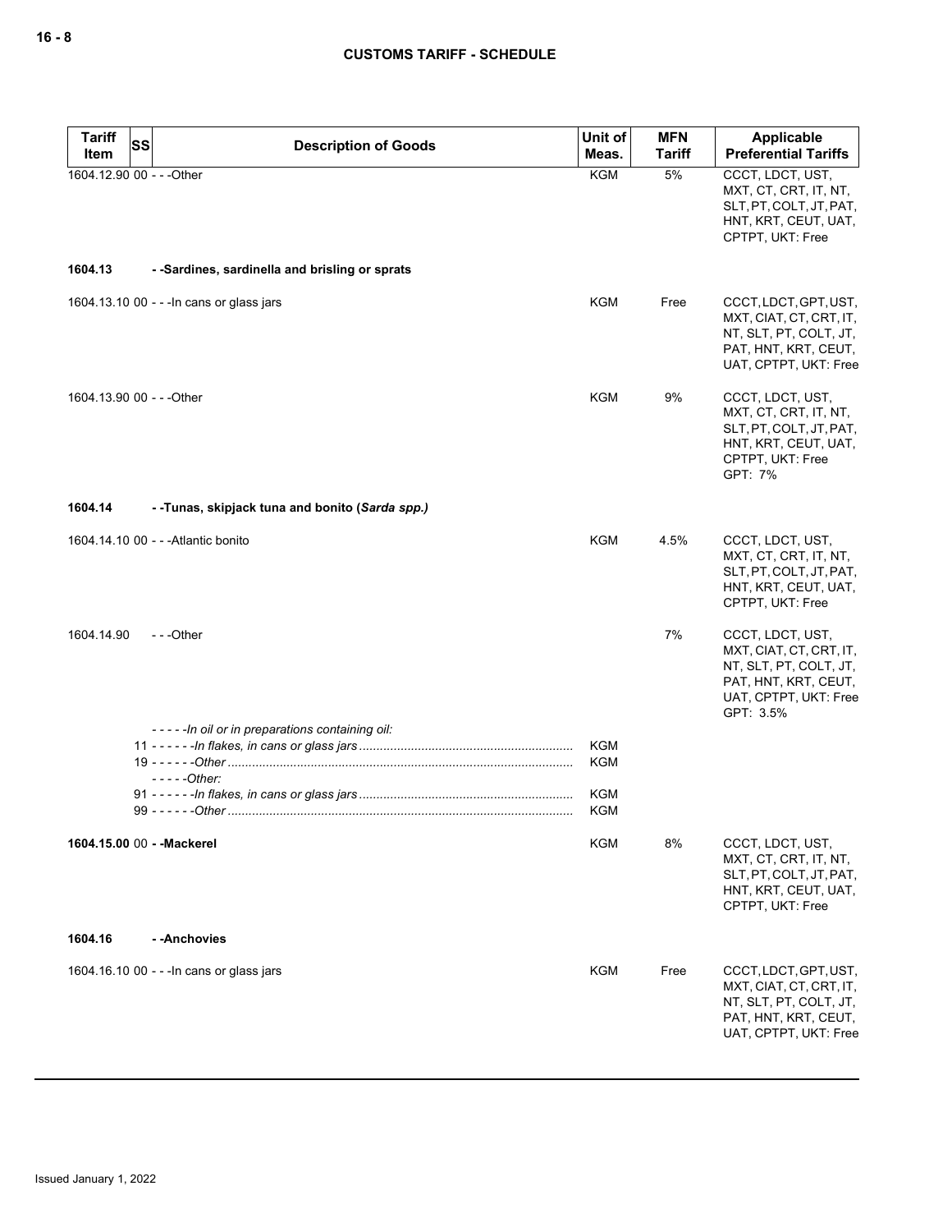## CUSTOMS TARIFF - SCHEDULE

| Tariff Item | SS | Description of Goods | Unit of Meas. | MFN Tariff | Applicable Preferential Tariffs |
|---|---|---|---|---|---|
| 1604.12.90 | 00 | - - -Other | KGM | 5% | CCCT, LDCT, UST, MXT, CT, CRT, IT, NT, SLT, PT, COLT, JT, PAT, HNT, KRT, CEUT, UAT, CPTPT, UKT: Free |
| **1604.13** | | **- -Sardines, sardinella and brisling or sprats** | | | |
| 1604.13.10 | 00 | - - -In cans or glass jars | KGM | Free | CCCT, LDCT, GPT, UST, MXT, CIAT, CT, CRT, IT, NT, SLT, PT, COLT, JT, PAT, HNT, KRT, CEUT, UAT, CPTPT, UKT: Free |
| 1604.13.90 | 00 | - - -Other | KGM | 9% | CCCT, LDCT, UST, MXT, CT, CRT, IT, NT, SLT, PT, COLT, JT, PAT, HNT, KRT, CEUT, UAT, CPTPT, UKT: Free<br>GPT: 7% |
| **1604.14** | | **- -Tunas, skipjack tuna and bonito (*Sarda spp.*)** | | | |
| 1604.14.10 | 00 | - - -Atlantic bonito | KGM | 4.5% | CCCT, LDCT, UST, MXT, CT, CRT, IT, NT, SLT, PT, COLT, JT, PAT, HNT, KRT, CEUT, UAT, CPTPT, UKT: Free |
| 1604.14.90 | | - - -Other | | 7% | CCCT, LDCT, UST, MXT, CIAT, CT, CRT, IT, NT, SLT, PT, COLT, JT, PAT, HNT, KRT, CEUT, UAT, CPTPT, UKT: Free<br>GPT: 3.5% |
| | | *- - - - -In oil or in preparations containing oil:* | | | |
| | 11 | *- - - - - -In flakes, in cans or glass jars* | KGM | | |
| | 19 | *- - - - - -Other* | KGM | | |
| | | *- - - - -Other:* | | | |
| | 91 | *- - - - - -In flakes, in cans or glass jars* | KGM | | |
| | 99 | *- - - - - -Other* | KGM | | |
| **1604.15.00** | 00 | **- -Mackerel** | KGM | 8% | CCCT, LDCT, UST, MXT, CT, CRT, IT, NT, SLT, PT, COLT, JT, PAT, HNT, KRT, CEUT, UAT, CPTPT, UKT: Free |
| **1604.16** | | **- -Anchovies** | | | |
| 1604.16.10 | 00 | - - -In cans or glass jars | KGM | Free | CCCT, LDCT, GPT, UST, MXT, CIAT, CT, CRT, IT, NT, SLT, PT, COLT, JT, PAT, HNT, KRT, CEUT, UAT, CPTPT, UKT: Free |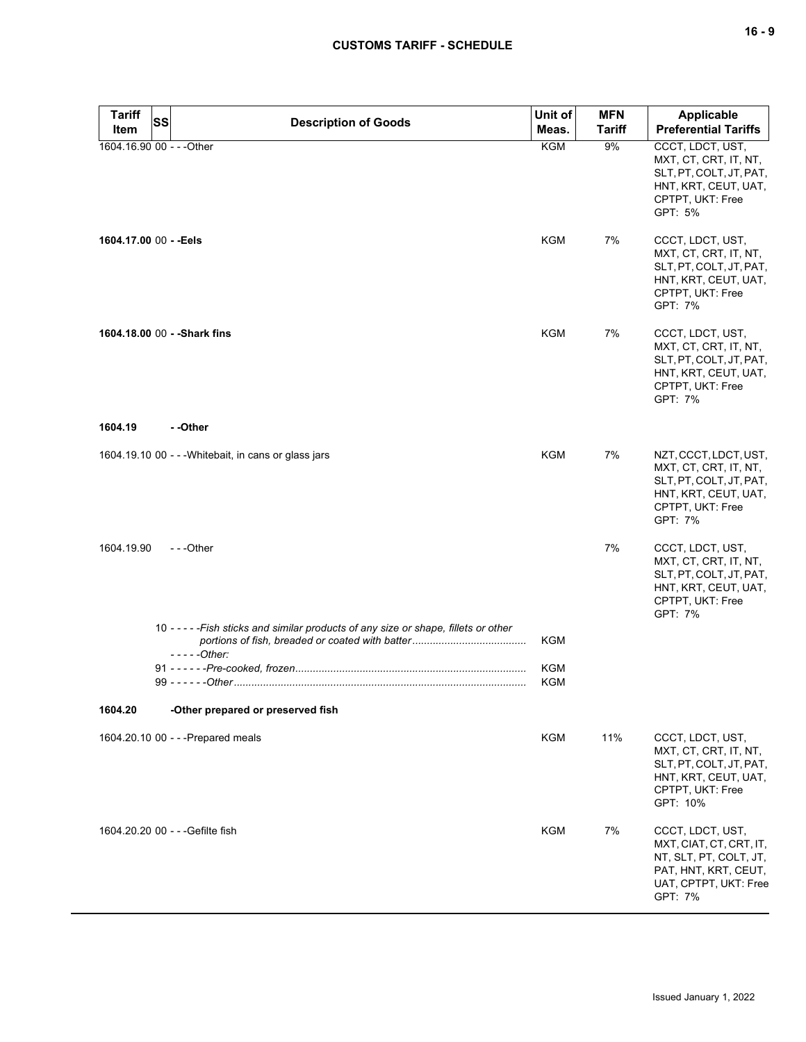| Tariff Item | SS | Description of Goods | Unit of Meas. | MFN Tariff | Applicable Preferential Tariffs |
|---|---|---|---|---|---|
| 1604.16.90 | 00 | - - -Other | KGM | 9% | CCCT, LDCT, UST, MXT, CT, CRT, IT, NT, SLT, PT, COLT, JT, PAT, HNT, KRT, CEUT, UAT, CPTPT, UKT: Free GPT: 5% |
| **1604.17.00** | 00 | **- -Eels** | KGM | 7% | CCCT, LDCT, UST, MXT, CT, CRT, IT, NT, SLT, PT, COLT, JT, PAT, HNT, KRT, CEUT, UAT, CPTPT, UKT: Free GPT: 7% |
| **1604.18.00** | 00 | **- -Shark fins** | KGM | 7% | CCCT, LDCT, UST, MXT, CT, CRT, IT, NT, SLT, PT, COLT, JT, PAT, HNT, KRT, CEUT, UAT, CPTPT, UKT: Free GPT: 7% |
| **1604.19** | | **- -Other** | | | |
| 1604.19.10 | 00 | - - -Whitebait, in cans or glass jars | KGM | 7% | NZT, CCCT, LDCT, UST, MXT, CT, CRT, IT, NT, SLT, PT, COLT, JT, PAT, HNT, KRT, CEUT, UAT, CPTPT, UKT: Free GPT: 7% |
| 1604.19.90 | | - - -Other | | 7% | CCCT, LDCT, UST, MXT, CT, CRT, IT, NT, SLT, PT, COLT, JT, PAT, HNT, KRT, CEUT, UAT, CPTPT, UKT: Free GPT: 7% |
| | 10 | - - - - -*Fish sticks and similar products of any size or shape, fillets or other portions of fish, breaded or coated with batter* | KGM | | |
| | | - - - - -*Other:* | | | |
| | 91 | - - - - - -*Pre-cooked, frozen* | KGM | | |
| | 99 | - - - - - -*Other* | KGM | | |
| **1604.20** | | **-Other prepared or preserved fish** | | | |
| 1604.20.10 | 00 | - - -Prepared meals | KGM | 11% | CCCT, LDCT, UST, MXT, CT, CRT, IT, NT, SLT, PT, COLT, JT, PAT, HNT, KRT, CEUT, UAT, CPTPT, UKT: Free GPT: 10% |
| 1604.20.20 | 00 | - - -Gefilte fish | KGM | 7% | CCCT, LDCT, UST, MXT, CIAT, CT, CRT, IT, NT, SLT, PT, COLT, JT, PAT, HNT, KRT, CEUT, UAT, CPTPT, UKT: Free GPT: 7% |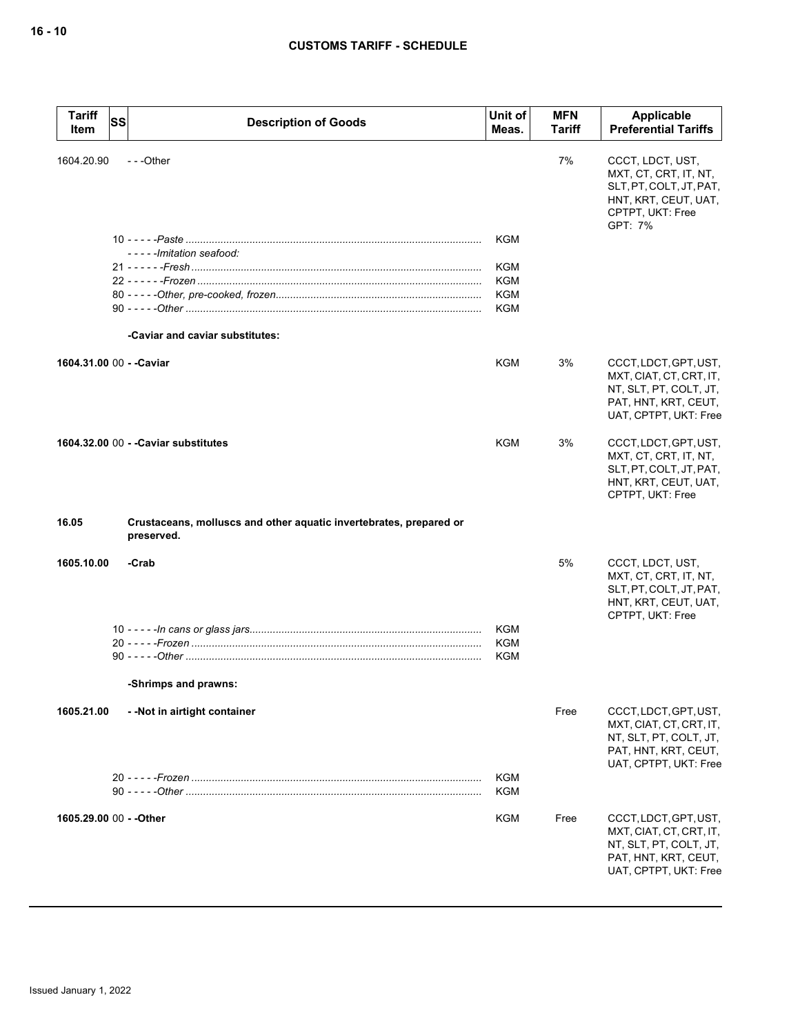| Tariff Item | SS | Description of Goods | Unit of Meas. | MFN Tariff | Applicable Preferential Tariffs |
|---|---|---|---|---|---|
| 1604.20.90 | | - - -Other | | 7% | CCCT, LDCT, UST, MXT, CT, CRT, IT, NT, SLT, PT, COLT, JT, PAT, HNT, KRT, CEUT, UAT, CPTPT, UKT: Free<br>GPT: 7% |
| | 10 | - - - - -*Paste* | KGM | | |
| | | - - - - -*Imitation seafood:* | | | |
| | 21 | - - - - - -*Fresh* | KGM | | |
| | 22 | - - - - - -*Frozen* | KGM | | |
| | 80 | - - - - -*Other, pre-cooked, frozen* | KGM | | |
| | 90 | - - - - -*Other* | KGM | | |
| | | **-Caviar and caviar substitutes:** | | | |
| **1604.31.00** | 00 | **- -Caviar** | KGM | 3% | CCCT, LDCT, GPT, UST, MXT, CIAT, CT, CRT, IT, NT, SLT, PT, COLT, JT, PAT, HNT, KRT, CEUT, UAT, CPTPT, UKT: Free |
| **1604.32.00** | 00 | **- -Caviar substitutes** | KGM | 3% | CCCT, LDCT, GPT, UST, MXT, CT, CRT, IT, NT, SLT, PT, COLT, JT, PAT, HNT, KRT, CEUT, UAT, CPTPT, UKT: Free |
| **16.05** | | **Crustaceans, molluscs and other aquatic invertebrates, prepared or preserved.** | | | |
| **1605.10.00** | | **-Crab** | | 5% | CCCT, LDCT, UST, MXT, CT, CRT, IT, NT, SLT, PT, COLT, JT, PAT, HNT, KRT, CEUT, UAT, CPTPT, UKT: Free |
| | 10 | - - - - -*In cans or glass jars* | KGM | | |
| | 20 | - - - - -*Frozen* | KGM | | |
| | 90 | - - - - -*Other* | KGM | | |
| | | **-Shrimps and prawns:** | | | |
| **1605.21.00** | | **- -Not in airtight container** | | Free | CCCT, LDCT, GPT, UST, MXT, CIAT, CT, CRT, IT, NT, SLT, PT, COLT, JT, PAT, HNT, KRT, CEUT, UAT, CPTPT, UKT: Free |
| | 20 | - - - - -*Frozen* | KGM | | |
| | 90 | - - - - -*Other* | KGM | | |
| **1605.29.00** | 00 | **- -Other** | KGM | Free | CCCT, LDCT, GPT, UST, MXT, CIAT, CT, CRT, IT, NT, SLT, PT, COLT, JT, PAT, HNT, KRT, CEUT, UAT, CPTPT, UKT: Free |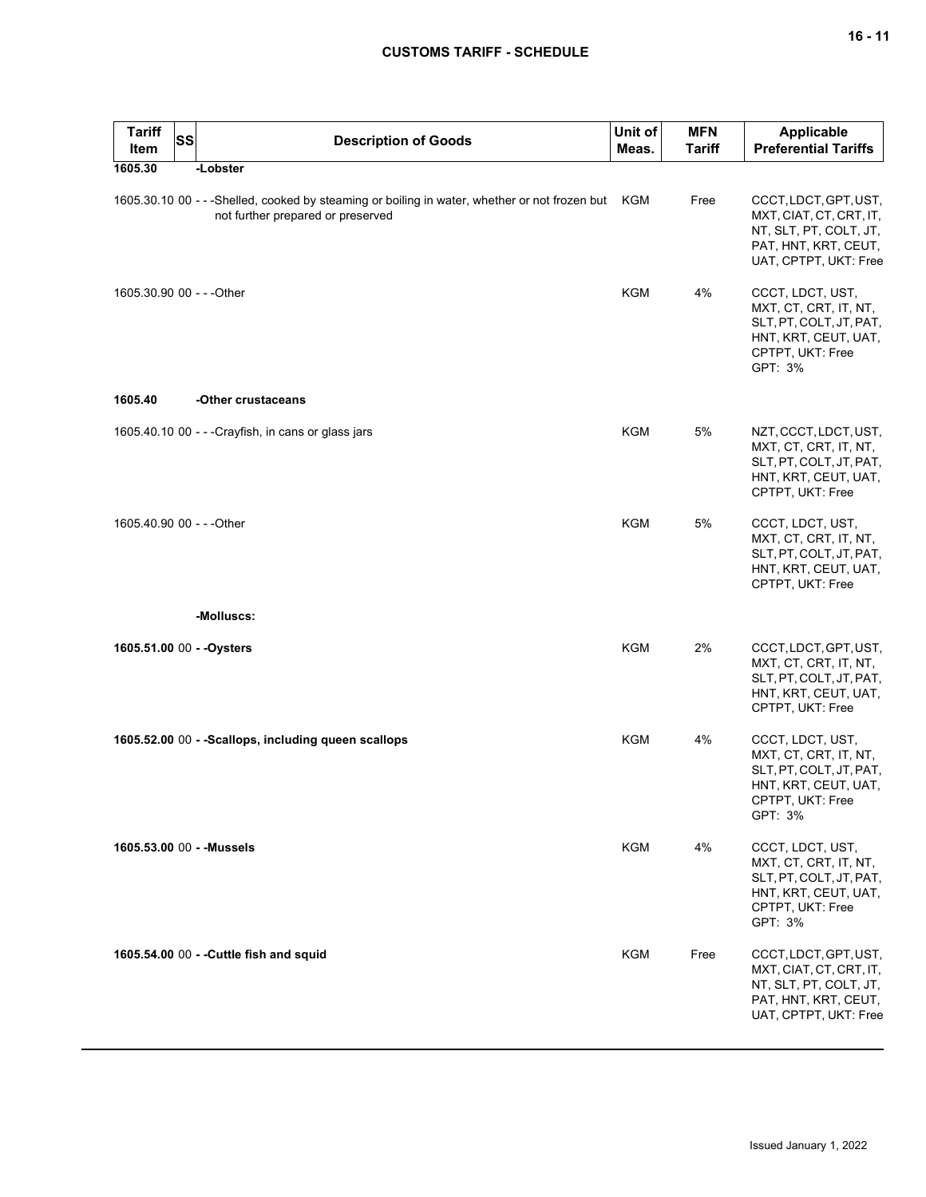| Tariff Item | SS | Description of Goods | Unit of Meas. | MFN Tariff | Applicable Preferential Tariffs |
|---|---|---|---|---|---|
| **1605.30** | | **-Lobster** | | | |
| 1605.30.10 | 00 | - - -Shelled, cooked by steaming or boiling in water, whether or not frozen but not further prepared or preserved | KGM | Free | CCCT, LDCT, GPT, UST, MXT, CIAT, CT, CRT, IT, NT, SLT, PT, COLT, JT, PAT, HNT, KRT, CEUT, UAT, CPTPT, UKT: Free |
| 1605.30.90 | 00 | - - -Other | KGM | 4% | CCCT, LDCT, UST, MXT, CT, CRT, IT, NT, SLT, PT, COLT, JT, PAT, HNT, KRT, CEUT, UAT, CPTPT, UKT: Free<br>GPT: 3% |
| **1605.40** | | **-Other crustaceans** | | | |
| 1605.40.10 | 00 | - - -Crayfish, in cans or glass jars | KGM | 5% | NZT, CCCT, LDCT, UST, MXT, CT, CRT, IT, NT, SLT, PT, COLT, JT, PAT, HNT, KRT, CEUT, UAT, CPTPT, UKT: Free |
| 1605.40.90 | 00 | - - -Other | KGM | 5% | CCCT, LDCT, UST, MXT, CT, CRT, IT, NT, SLT, PT, COLT, JT, PAT, HNT, KRT, CEUT, UAT, CPTPT, UKT: Free |
| | | **-Molluscs:** | | | |
| **1605.51.00** | 00 | **- -Oysters** | KGM | 2% | CCCT, LDCT, GPT, UST, MXT, CT, CRT, IT, NT, SLT, PT, COLT, JT, PAT, HNT, KRT, CEUT, UAT, CPTPT, UKT: Free |
| **1605.52.00** | 00 | **- -Scallops, including queen scallops** | KGM | 4% | CCCT, LDCT, UST, MXT, CT, CRT, IT, NT, SLT, PT, COLT, JT, PAT, HNT, KRT, CEUT, UAT, CPTPT, UKT: Free<br>GPT: 3% |
| **1605.53.00** | 00 | **- -Mussels** | KGM | 4% | CCCT, LDCT, UST, MXT, CT, CRT, IT, NT, SLT, PT, COLT, JT, PAT, HNT, KRT, CEUT, UAT, CPTPT, UKT: Free<br>GPT: 3% |
| **1605.54.00** | 00 | **- -Cuttle fish and squid** | KGM | Free | CCCT, LDCT, GPT, UST, MXT, CIAT, CT, CRT, IT, NT, SLT, PT, COLT, JT, PAT, HNT, KRT, CEUT, UAT, CPTPT, UKT: Free |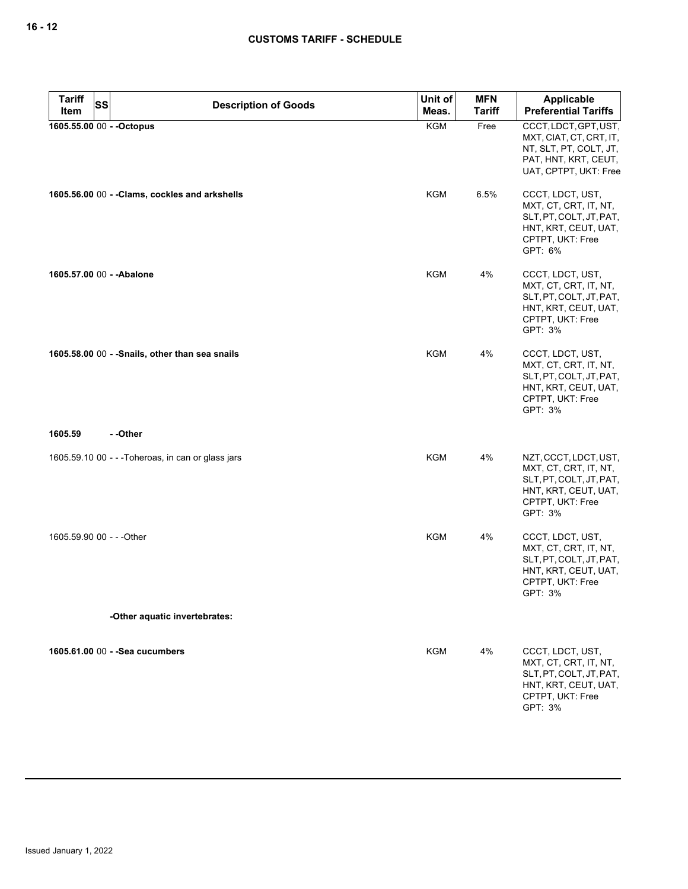| Tariff Item | SS | Description of Goods | Unit of Meas. | MFN Tariff | Applicable Preferential Tariffs |
|---|---|---|---|---|---|
| **1605.55.00** | 00 | **- -Octopus** | KGM | Free | CCCT, LDCT, GPT, UST, MXT, CIAT, CT, CRT, IT, NT, SLT, PT, COLT, JT, PAT, HNT, KRT, CEUT, UAT, CPTPT, UKT: Free |
| **1605.56.00** | 00 | **- -Clams, cockles and arkshells** | KGM | 6.5% | CCCT, LDCT, UST, MXT, CT, CRT, IT, NT, SLT, PT, COLT, JT, PAT, HNT, KRT, CEUT, UAT, CPTPT, UKT: Free<br>GPT: 6% |
| **1605.57.00** | 00 | **- -Abalone** | KGM | 4% | CCCT, LDCT, UST, MXT, CT, CRT, IT, NT, SLT, PT, COLT, JT, PAT, HNT, KRT, CEUT, UAT, CPTPT, UKT: Free<br>GPT: 3% |
| **1605.58.00** | 00 | **- -Snails, other than sea snails** | KGM | 4% | CCCT, LDCT, UST, MXT, CT, CRT, IT, NT, SLT, PT, COLT, JT, PAT, HNT, KRT, CEUT, UAT, CPTPT, UKT: Free<br>GPT: 3% |
| **1605.59** | | **- -Other** | | | |
| 1605.59.10 | 00 | - - -Toheroas, in can or glass jars | KGM | 4% | NZT, CCCT, LDCT, UST, MXT, CT, CRT, IT, NT, SLT, PT, COLT, JT, PAT, HNT, KRT, CEUT, UAT, CPTPT, UKT: Free<br>GPT: 3% |
| 1605.59.90 | 00 | - - -Other | KGM | 4% | CCCT, LDCT, UST, MXT, CT, CRT, IT, NT, SLT, PT, COLT, JT, PAT, HNT, KRT, CEUT, UAT, CPTPT, UKT: Free<br>GPT: 3% |
| | | **-Other aquatic invertebrates:** | | | |
| **1605.61.00** | 00 | **- -Sea cucumbers** | KGM | 4% | CCCT, LDCT, UST, MXT, CT, CRT, IT, NT, SLT, PT, COLT, JT, PAT, HNT, KRT, CEUT, UAT, CPTPT, UKT: Free<br>GPT: 3% |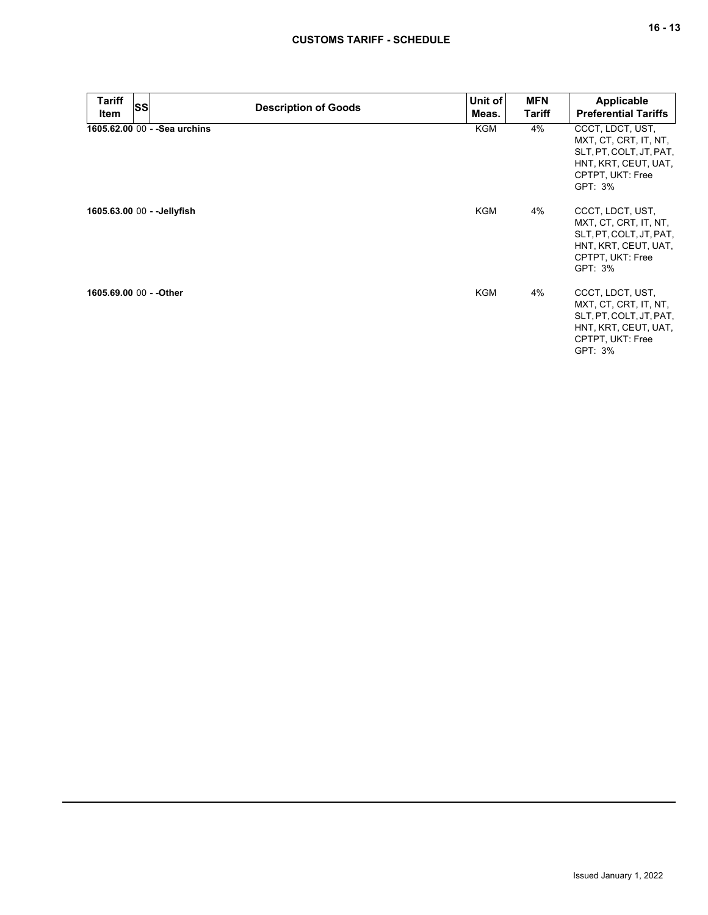| Tariff Item | SS | Description of Goods | Unit of Meas. | MFN Tariff | Applicable Preferential Tariffs |
|---|---|---|---|---|---|
| 1605.62.00 | 00 | - -Sea urchins | KGM | 4% | CCCT, LDCT, UST, MXT, CT, CRT, IT, NT, SLT, PT, COLT, JT, PAT, HNT, KRT, CEUT, UAT, CPTPT, UKT: Free<br>GPT: 3% |
| 1605.63.00 | 00 | - -Jellyfish | KGM | 4% | CCCT, LDCT, UST, MXT, CT, CRT, IT, NT, SLT, PT, COLT, JT, PAT, HNT, KRT, CEUT, UAT, CPTPT, UKT: Free<br>GPT: 3% |
| 1605.69.00 | 00 | - -Other | KGM | 4% | CCCT, LDCT, UST, MXT, CT, CRT, IT, NT, SLT, PT, COLT, JT, PAT, HNT, KRT, CEUT, UAT, CPTPT, UKT: Free<br>GPT: 3% |